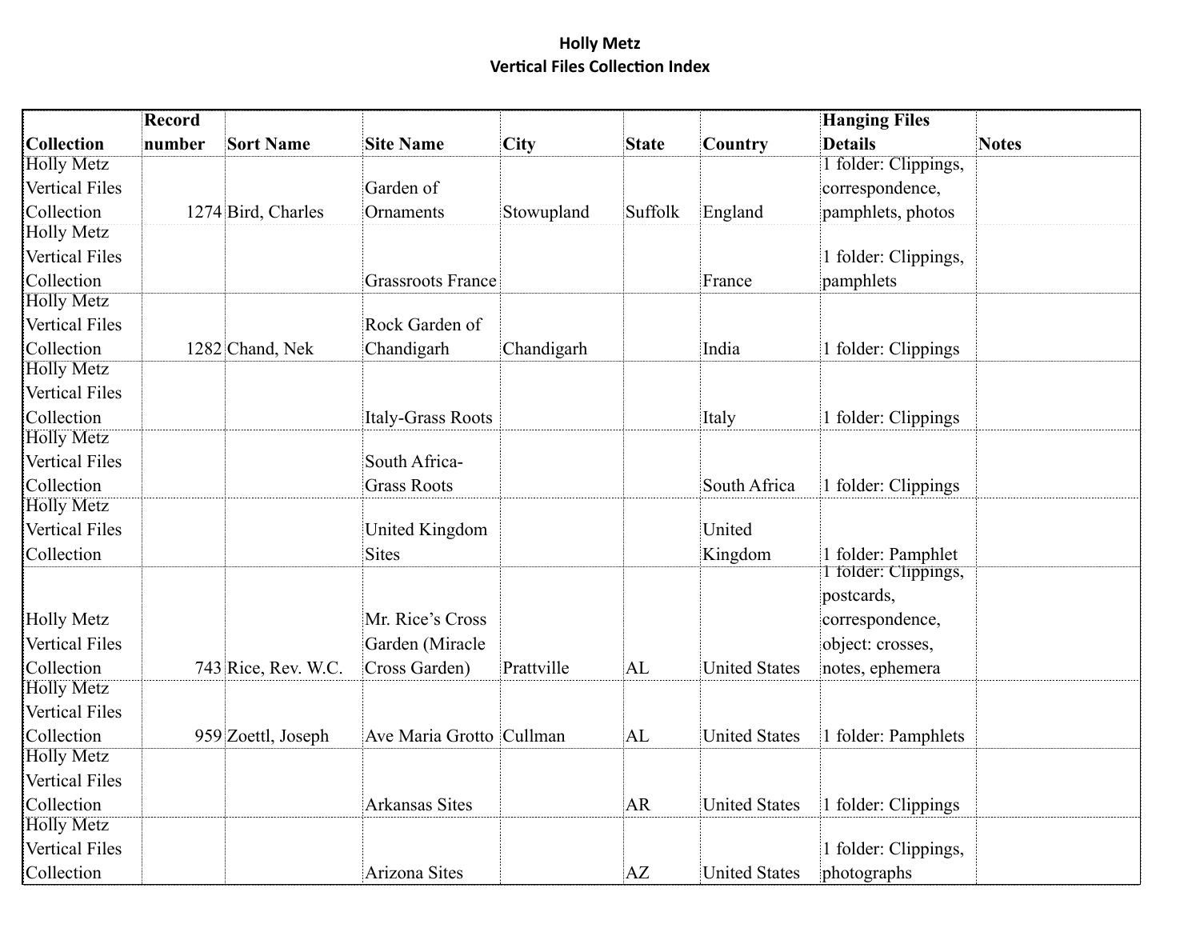# Holly Metz
## Vertical Files Collection Index

| Collection | Record number | Sort Name | Site Name | City | State | Country | Hanging Files Details | Notes |
|---|---|---|---|---|---|---|---|---|
| Holly Metz Vertical Files Collection | 1274 | Bird, Charles | Garden of Ornaments | Stowupland | Suffolk | England | 1 folder: Clippings, correspondence, pamphlets, photos | |
| Holly Metz Vertical Files Collection | | | Grassroots France | | | France | 1 folder: Clippings, pamphlets | |
| Holly Metz Vertical Files Collection | 1282 | Chand, Nek | Rock Garden of Chandigarh | Chandigarh | | India | 1 folder: Clippings | |
| Holly Metz Vertical Files Collection | | | Italy-Grass Roots | | | Italy | 1 folder: Clippings | |
| Holly Metz Vertical Files Collection | | | South Africa-Grass Roots | | | South Africa | 1 folder: Clippings | |
| Holly Metz Vertical Files Collection | | | United Kingdom Sites | | | United Kingdom | 1 folder: Pamphlet | |
| Holly Metz Vertical Files Collection | 743 | Rice, Rev. W.C. | Mr. Rice's Cross Garden (Miracle Cross Garden) | Prattville | AL | United States | 1 folder: Clippings, postcards, correspondence, object: crosses, notes, ephemera | |
| Holly Metz Vertical Files Collection | 959 | Zoettl, Joseph | Ave Maria Grotto | Cullman | AL | United States | 1 folder: Pamphlets | |
| Holly Metz Vertical Files Collection | | | Arkansas Sites | | AR | United States | 1 folder: Clippings | |
| Holly Metz Vertical Files Collection | | | Arizona Sites | | AZ | United States | 1 folder: Clippings, photographs | |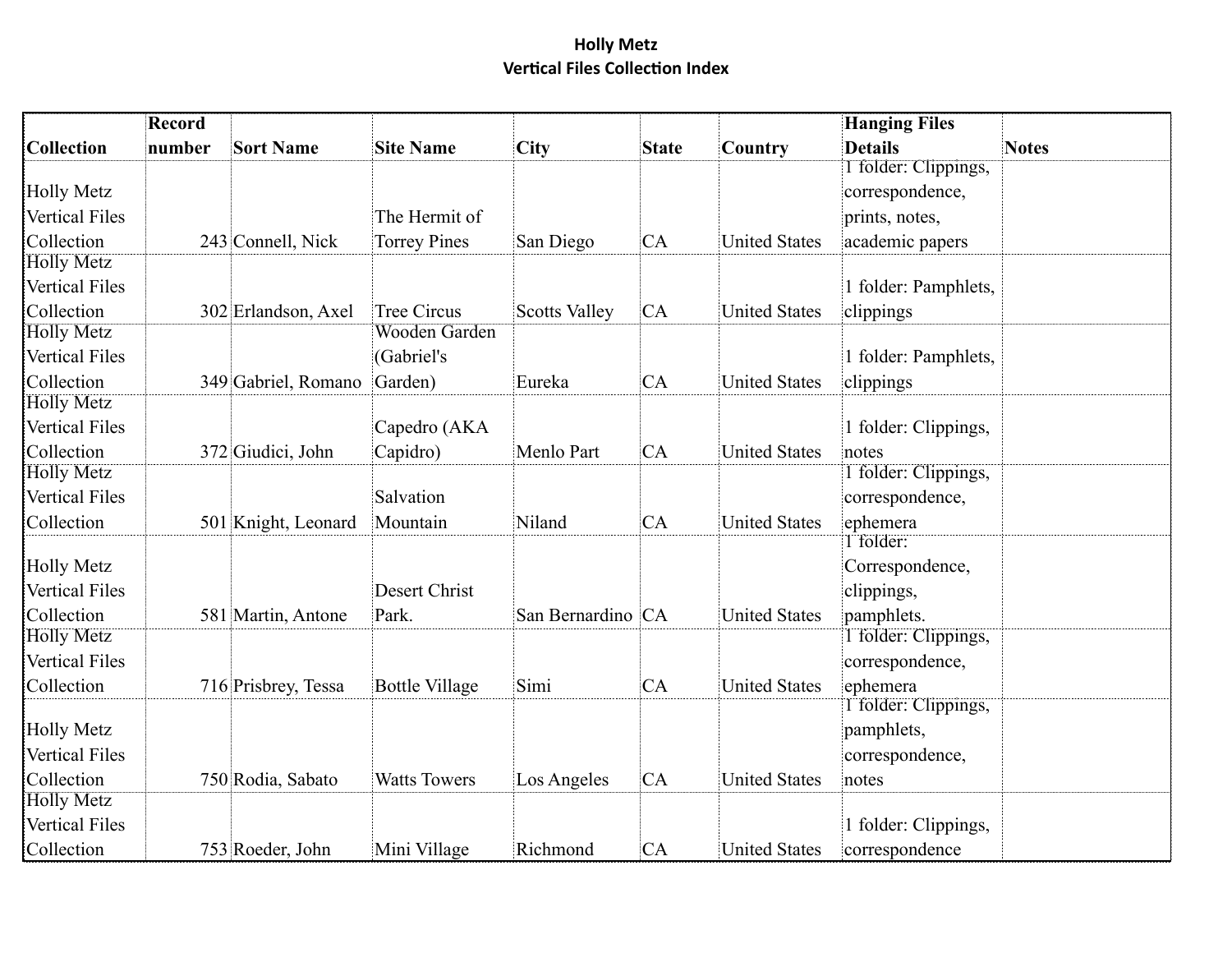**Holly Metz**
**Vertical Files Collection Index**

| Collection | Record number | Sort Name | Site Name | City | State | Country | Hanging Files Details | Notes |
|---|---|---|---|---|---|---|---|---|
| Holly Metz Vertical Files Collection | 243 | Connell, Nick | The Hermit of Torrey Pines | San Diego | CA | United States | 1 folder: Clippings, correspondence, prints, notes, academic papers | |
| Holly Metz Vertical Files Collection | 302 | Erlandson, Axel | Tree Circus | Scotts Valley | CA | United States | 1 folder: Pamphlets, clippings | |
| Holly Metz Vertical Files Collection | 349 | Gabriel, Romano | Wooden Garden (Gabriel's Garden) | Eureka | CA | United States | 1 folder: Pamphlets, clippings | |
| Holly Metz Vertical Files Collection | 372 | Giudici, John | Capedro (AKA Capidro) | Menlo Part | CA | United States | 1 folder: Clippings, notes | |
| Holly Metz Vertical Files Collection | 501 | Knight, Leonard | Salvation Mountain | Niland | CA | United States | 1 folder: Clippings, correspondence, ephemera | |
| Holly Metz Vertical Files Collection | 581 | Martin, Antone | Desert Christ Park. | San Bernardino | CA | United States | 1 folder: Correspondence, clippings, pamphlets. | |
| Holly Metz Vertical Files Collection | 716 | Prisbrey, Tessa | Bottle Village | Simi | CA | United States | 1 folder: Clippings, correspondence, ephemera | |
| Holly Metz Vertical Files Collection | 750 | Rodia, Sabato | Watts Towers | Los Angeles | CA | United States | 1 folder: Clippings, pamphlets, correspondence, notes | |
| Holly Metz Vertical Files Collection | 753 | Roeder, John | Mini Village | Richmond | CA | United States | 1 folder: Clippings, correspondence | |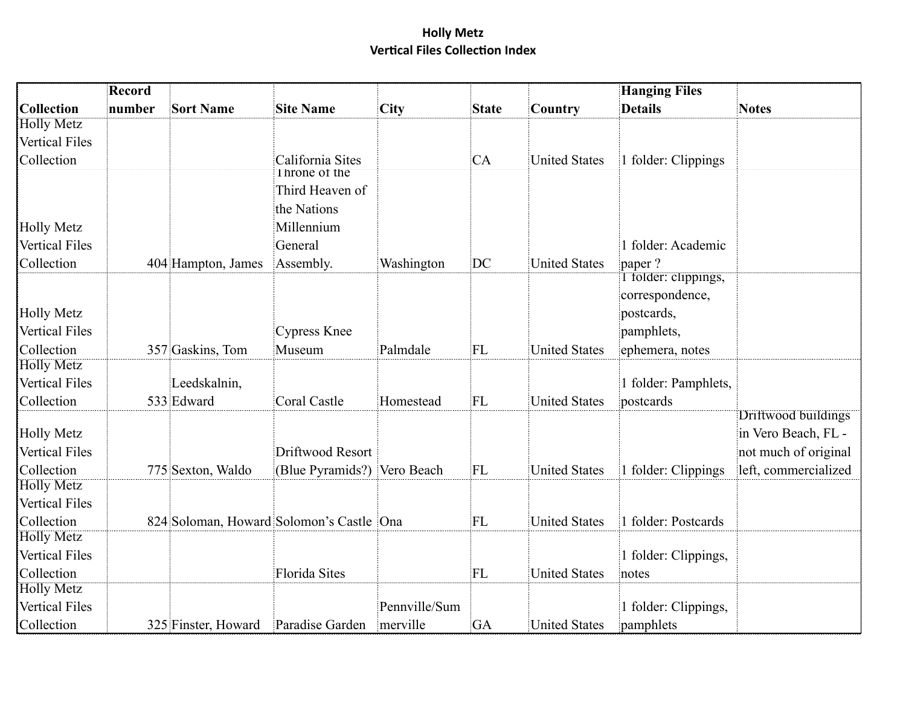**Holly Metz**
**Vertical Files Collection Index**

| Collection | Record number | Sort Name | Site Name | City | State | Country | Hanging Files Details | Notes |
|---|---|---|---|---|---|---|---|---|
| Holly Metz Vertical Files Collection | | | California Sites | | CA | United States | 1 folder: Clippings | |
| Holly Metz Vertical Files Collection | 404 | Hampton, James | Throne of the Third Heaven of the Nations Millennium General Assembly. | Washington | DC | United States | 1 folder: Academic paper ? | |
| Holly Metz Vertical Files Collection | 357 | Gaskins, Tom | Cypress Knee Museum | Palmdale | FL | United States | 1 folder: clippings, correspondence, postcards, pamphlets, ephemera, notes | |
| Holly Metz Vertical Files Collection | 533 | Leedskalnin, Edward | Coral Castle | Homestead | FL | United States | 1 folder: Pamphlets, postcards | |
| Holly Metz Vertical Files Collection | 775 | Sexton, Waldo | Driftwood Resort (Blue Pyramids?) | Vero Beach | FL | United States | 1 folder: Clippings | Driftwood buildings in Vero Beach, FL - not much of original left, commercialized |
| Holly Metz Vertical Files Collection | 824 | Soloman, Howard | Solomon's Castle | Ona | FL | United States | 1 folder: Postcards | |
| Holly Metz Vertical Files Collection | | | Florida Sites | | FL | United States | 1 folder: Clippings, notes | |
| Holly Metz Vertical Files Collection | 325 | Finster, Howard | Paradise Garden | Pennville/Summerville | GA | United States | 1 folder: Clippings, pamphlets | |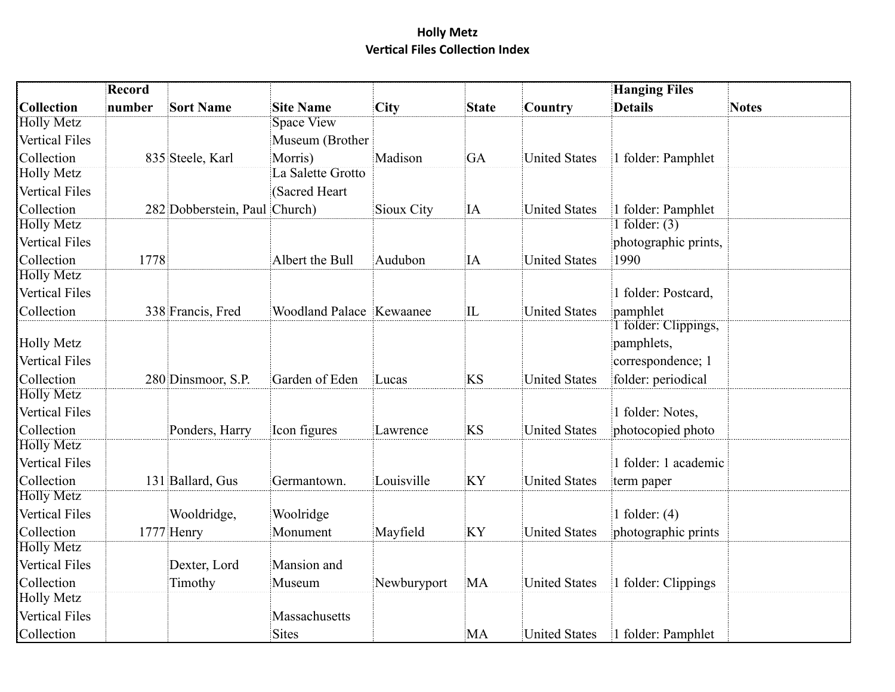**Holly Metz**
**Vertical Files Collection Index**

| Collection | Record number | Sort Name | Site Name | City | State | Country | Hanging Files Details | Notes |
|---|---|---|---|---|---|---|---|---|
| Holly Metz Vertical Files Collection | 835 | Steele, Karl | Space View Museum (Brother Morris) | Madison | GA | United States | 1 folder: Pamphlet | |
| Holly Metz Vertical Files Collection | 282 | Dobberstein, Paul | La Salette Grotto (Sacred Heart Church) | Sioux City | IA | United States | 1 folder: Pamphlet | |
| Holly Metz Vertical Files Collection | 1778 | | Albert the Bull | Audubon | IA | United States | 1 folder: (3) photographic prints, 1990 | |
| Holly Metz Vertical Files Collection | 338 | Francis, Fred | Woodland Palace | Kewaanee | IL | United States | 1 folder: Postcard, pamphlet | |
| Holly Metz Vertical Files Collection | 280 | Dinsmoor, S.P. | Garden of Eden | Lucas | KS | United States | 1 folder: Clippings, pamphlets, correspondence; 1 folder: periodical | |
| Holly Metz Vertical Files Collection | | Ponders, Harry | Icon figures | Lawrence | KS | United States | 1 folder: Notes, photocopied photo | |
| Holly Metz Vertical Files Collection | 131 | Ballard, Gus | Germantown. | Louisville | KY | United States | 1 folder: 1 academic term paper | |
| Holly Metz Vertical Files Collection | 1777 | Wooldridge, Henry | Woolridge Monument | Mayfield | KY | United States | 1 folder: (4) photographic prints | |
| Holly Metz Vertical Files Collection | | Dexter, Lord Timothy | Mansion and Museum | Newburyport | MA | United States | 1 folder: Clippings | |
| Holly Metz Vertical Files Collection | | | Massachusetts Sites | | MA | United States | 1 folder: Pamphlet | |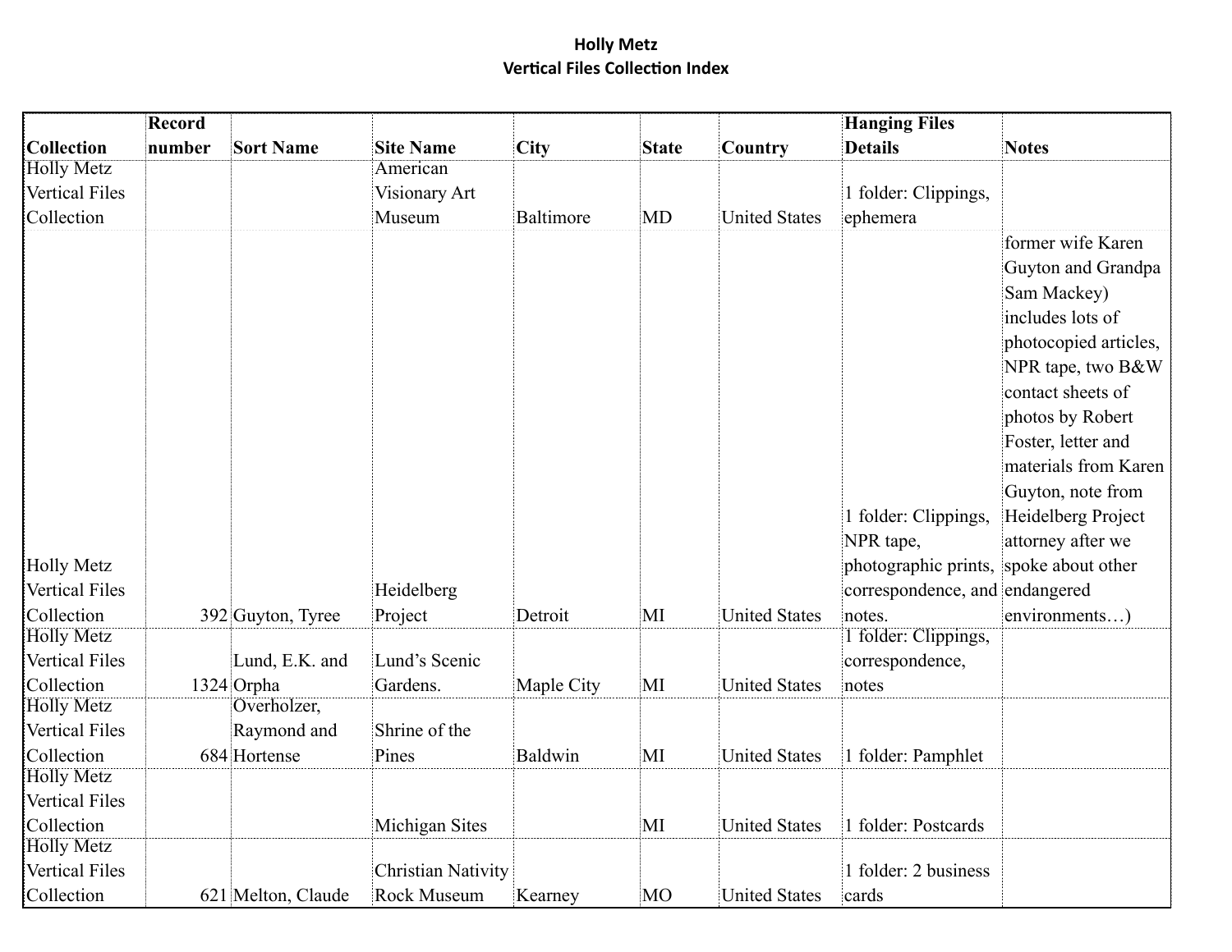**Holly Metz**
**Vertical Files Collection Index**

| Collection | Record number | Sort Name | Site Name | City | State | Country | Hanging Files Details | Notes |
|---|---|---|---|---|---|---|---|---|
| Holly Metz Vertical Files Collection | | | American Visionary Art Museum | Baltimore | MD | United States | 1 folder: Clippings, ephemera | |
| Holly Metz Vertical Files Collection | 392 | Guyton, Tyree | Heidelberg Project | Detroit | MI | United States | 1 folder: Clippings, NPR tape, photographic prints, correspondence, and notes. | former wife Karen Guyton and Grandpa Sam Mackey) includes lots of photocopied articles, NPR tape, two B&W contact sheets of photos by Robert Foster, letter and materials from Karen Guyton, note from Heidelberg Project attorney after we spoke about other endangered environments…) |
| Holly Metz Vertical Files Collection | 1324 | Lund, E.K. and Orpha | Lund's Scenic Gardens. | Maple City | MI | United States | 1 folder: Clippings, correspondence, notes | |
| Holly Metz Vertical Files Collection | 684 | Overholzer, Raymond and Hortense | Shrine of the Pines | Baldwin | MI | United States | 1 folder: Pamphlet | |
| Holly Metz Vertical Files Collection | | | Michigan Sites | | MI | United States | 1 folder: Postcards | |
| Holly Metz Vertical Files Collection | 621 | Melton, Claude | Christian Nativity Rock Museum | Kearney | MO | United States | 1 folder: 2 business cards | |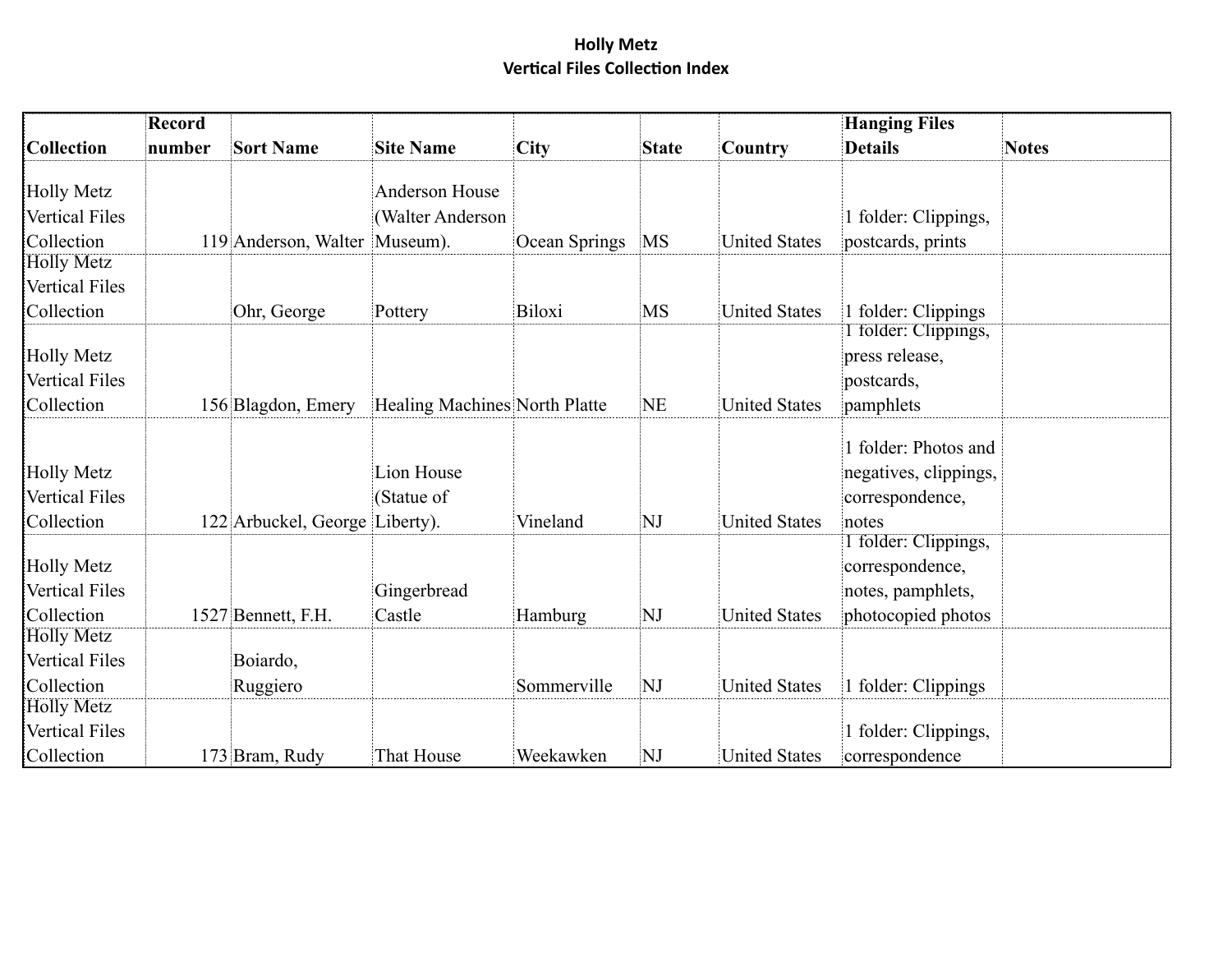**Holly Metz**
**Vertical Files Collection Index**

| Collection | Record number | Sort Name | Site Name | City | State | Country | Hanging Files Details | Notes |
|---|---|---|---|---|---|---|---|---|
| Holly Metz Vertical Files Collection | 119 | Anderson, Walter | Anderson House (Walter Anderson Museum). | Ocean Springs | MS | United States | 1 folder: Clippings, postcards, prints | |
| Holly Metz Vertical Files Collection | | Ohr, George | Pottery | Biloxi | MS | United States | 1 folder: Clippings | |
| Holly Metz Vertical Files Collection | 156 | Blagdon, Emery | Healing Machines | North Platte | NE | United States | 1 folder: Clippings, press release, postcards, pamphlets | |
| Holly Metz Vertical Files Collection | 122 | Arbuckel, George | Lion House (Statue of Liberty). | Vineland | NJ | United States | 1 folder: Photos and negatives, clippings, correspondence, notes | |
| Holly Metz Vertical Files Collection | 1527 | Bennett, F.H. | Gingerbread Castle | Hamburg | NJ | United States | 1 folder: Clippings, correspondence, notes, pamphlets, photocopied photos | |
| Holly Metz Vertical Files Collection | | Boiardo, Ruggiero | | Sommerville | NJ | United States | 1 folder: Clippings | |
| Holly Metz Vertical Files Collection | 173 | Bram, Rudy | That House | Weekawken | NJ | United States | 1 folder: Clippings, correspondence | |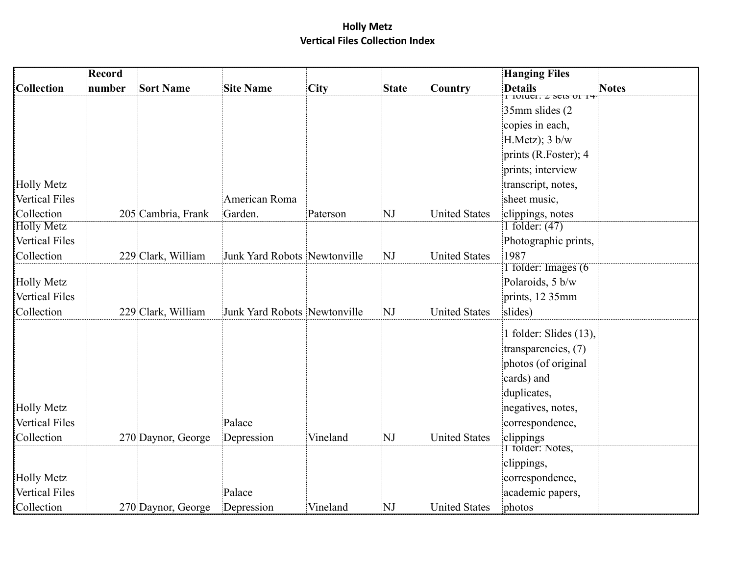# Holly Metz
## Vertical Files Collection Index

| Collection | Record number | Sort Name | Site Name | City | State | Country | Hanging Files Details | Notes |
|---|---|---|---|---|---|---|---|---|
| Holly Metz Vertical Files Collection | 205 | Cambria, Frank | American Roma Garden. | Paterson | NJ | United States | 1 folder: 2 sets of 14 35mm slides (2 copies in each, H.Metz); 3 b/w prints (R.Foster); 4 prints; interview transcript, notes, sheet music, clippings, notes | |
| Holly Metz Vertical Files Collection | 229 | Clark, William | Junk Yard Robots | Newtonville | NJ | United States | 1 folder: (47) Photographic prints, 1987 | |
| Holly Metz Vertical Files Collection | 229 | Clark, William | Junk Yard Robots | Newtonville | NJ | United States | 1 folder: Images (6 Polaroids, 5 b/w prints, 12 35mm slides) | |
| Holly Metz Vertical Files Collection | 270 | Daynor, George | Palace Depression | Vineland | NJ | United States | 1 folder: Slides (13), transparencies, (7) photos (of original cards) and duplicates, negatives, notes, correspondence, clippings | |
| Holly Metz Vertical Files Collection | 270 | Daynor, George | Palace Depression | Vineland | NJ | United States | 1 folder: Notes, clippings, correspondence, academic papers, photos | |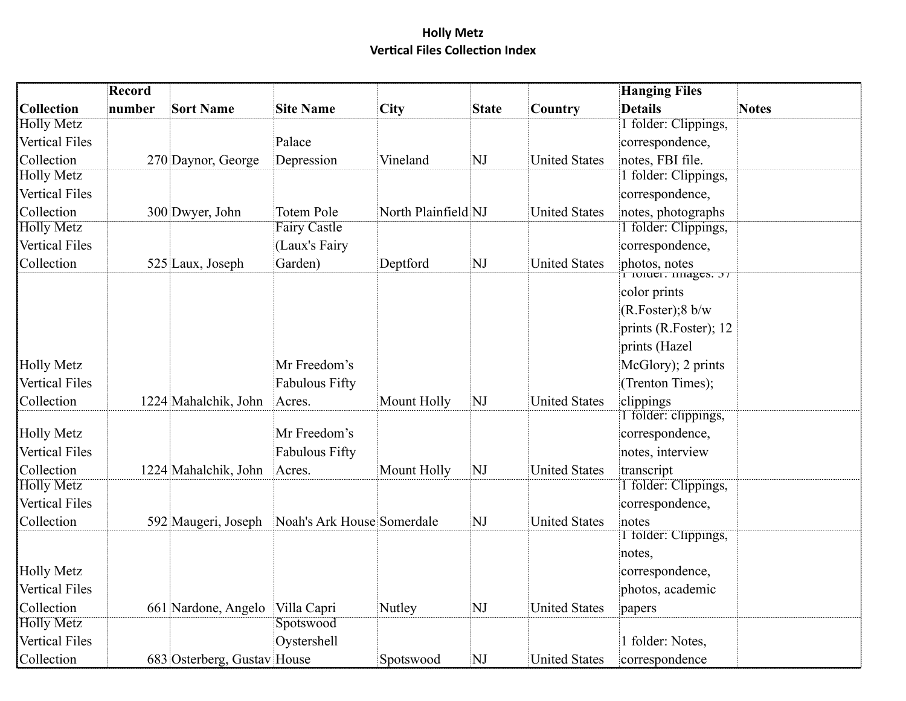**Holly Metz**
**Vertical Files Collection Index**

| Collection | Record number | Sort Name | Site Name | City | State | Country | Hanging Files Details | Notes |
|---|---|---|---|---|---|---|---|---|
| Holly Metz Vertical Files Collection | 270 | Daynor, George | Palace Depression | Vineland | NJ | United States | 1 folder: Clippings, correspondence, notes, FBI file. | |
| Holly Metz Vertical Files Collection | 300 | Dwyer, John | Totem Pole | North Plainfield | NJ | United States | 1 folder: Clippings, correspondence, notes, photographs | |
| Holly Metz Vertical Files Collection | 525 | Laux, Joseph | Fairy Castle (Laux's Fairy Garden) | Deptford | NJ | United States | 1 folder: Clippings, correspondence, photos, notes | |
| Holly Metz Vertical Files Collection | 1224 | Mahalchik, John | Mr Freedom's Fabulous Fifty Acres. | Mount Holly | NJ | United States | 1 folder: Images: 37 color prints (R.Foster);8 b/w prints (R.Foster); 12 prints (Hazel McGlory); 2 prints (Trenton Times); clippings | |
| Holly Metz Vertical Files Collection | 1224 | Mahalchik, John | Mr Freedom's Fabulous Fifty Acres. | Mount Holly | NJ | United States | 1 folder: clippings, correspondence, notes, interview transcript | |
| Holly Metz Vertical Files Collection | 592 | Maugeri, Joseph | Noah's Ark House | Somerdale | NJ | United States | 1 folder: Clippings, correspondence, notes | |
| Holly Metz Vertical Files Collection | 661 | Nardone, Angelo | Villa Capri | Nutley | NJ | United States | 1 folder: Clippings, notes, correspondence, photos, academic papers | |
| Holly Metz Vertical Files Collection | 683 | Osterberg, Gustav | Spotswood Oystershell House | Spotswood | NJ | United States | 1 folder: Notes, correspondence | |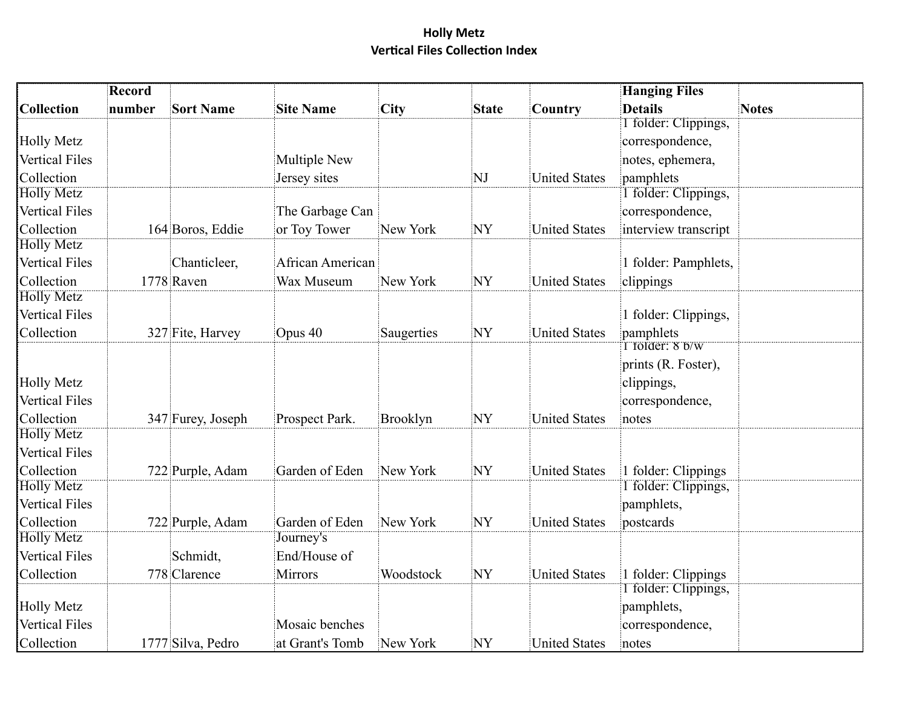**Holly Metz**
**Vertical Files Collection Index**

| Collection | Record number | Sort Name | Site Name | City | State | Country | Hanging Files Details | Notes |
|---|---|---|---|---|---|---|---|---|
| Holly Metz Vertical Files Collection | | | Multiple New Jersey sites | | NJ | United States | 1 folder: Clippings, correspondence, notes, ephemera, pamphlets | |
| Holly Metz Vertical Files Collection | 164 | Boros, Eddie | The Garbage Can or Toy Tower | New York | NY | United States | 1 folder: Clippings, correspondence, interview transcript | |
| Holly Metz Vertical Files Collection | 1778 | Chanticleer, Raven | African American Wax Museum | New York | NY | United States | 1 folder: Pamphlets, clippings | |
| Holly Metz Vertical Files Collection | 327 | Fite, Harvey | Opus 40 | Saugerties | NY | United States | 1 folder: Clippings, pamphlets | |
| Holly Metz Vertical Files Collection | 347 | Furey, Joseph | Prospect Park. | Brooklyn | NY | United States | 1 folder: 8 b/w prints (R. Foster), clippings, correspondence, notes | |
| Holly Metz Vertical Files Collection | 722 | Purple, Adam | Garden of Eden | New York | NY | United States | 1 folder: Clippings | |
| Holly Metz Vertical Files Collection | 722 | Purple, Adam | Garden of Eden | New York | NY | United States | 1 folder: Clippings, pamphlets, postcards | |
| Holly Metz Vertical Files Collection | 778 | Schmidt, Clarence | Journey's End/House of Mirrors | Woodstock | NY | United States | 1 folder: Clippings | |
| Holly Metz Vertical Files Collection | 1777 | Silva, Pedro | Mosaic benches at Grant's Tomb | New York | NY | United States | 1 folder: Clippings, pamphlets, correspondence, notes | |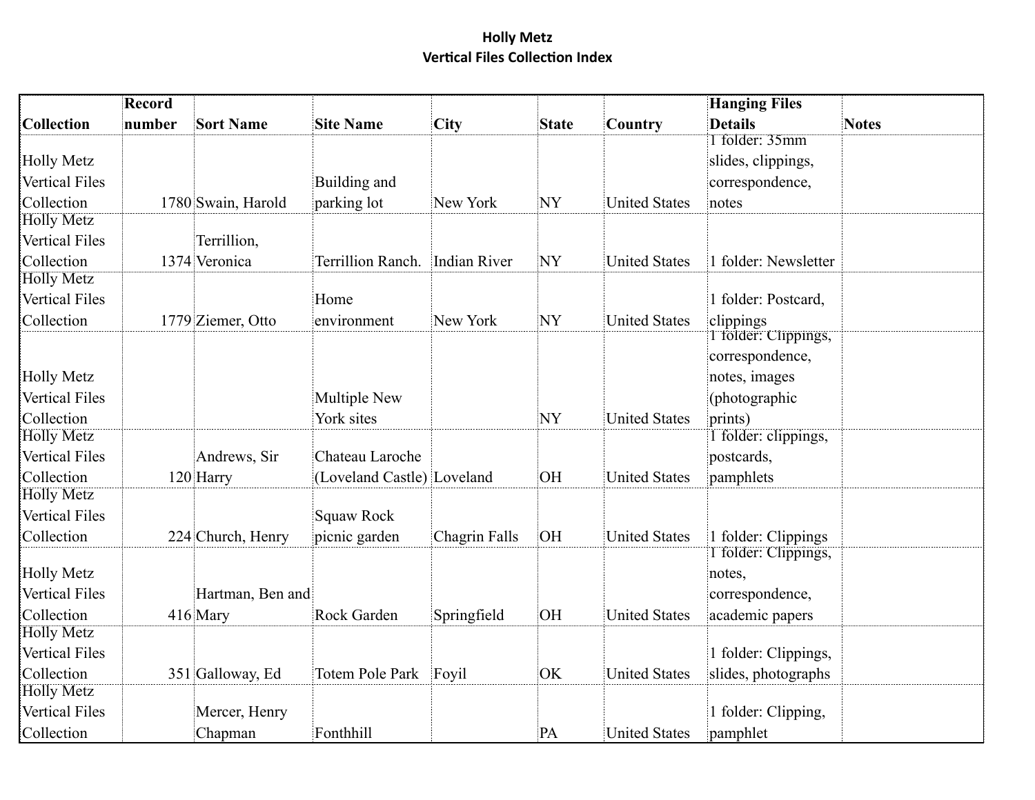**Holly Metz**
**Vertical Files Collection Index**

| Collection | Record number | Sort Name | Site Name | City | State | Country | Hanging Files Details | Notes |
|---|---|---|---|---|---|---|---|---|
| Holly Metz Vertical Files Collection | 1780 | Swain, Harold | Building and parking lot | New York | NY | United States | 1 folder: 35mm slides, clippings, correspondence, notes | |
| Holly Metz Vertical Files Collection | 1374 | Terrillion, Veronica | Terrillion Ranch. | Indian River | NY | United States | 1 folder: Newsletter | |
| Holly Metz Vertical Files Collection | 1779 | Ziemer, Otto | Home environment | New York | NY | United States | 1 folder: Postcard, clippings | |
| Holly Metz Vertical Files Collection | | | Multiple New York sites | | NY | United States | 1 folder: Clippings, correspondence, notes, images (photographic prints) | |
| Holly Metz Vertical Files Collection | 120 | Andrews, Sir Harry | Chateau Laroche (Loveland Castle) | Loveland | OH | United States | 1 folder: clippings, postcards, pamphlets | |
| Holly Metz Vertical Files Collection | 224 | Church, Henry | Squaw Rock picnic garden | Chagrin Falls | OH | United States | 1 folder: Clippings | |
| Holly Metz Vertical Files Collection | 416 | Hartman, Ben and Mary | Rock Garden | Springfield | OH | United States | 1 folder: Clippings, notes, correspondence, academic papers | |
| Holly Metz Vertical Files Collection | 351 | Galloway, Ed | Totem Pole Park | Foyil | OK | United States | 1 folder: Clippings, slides, photographs | |
| Holly Metz Vertical Files Collection | | Mercer, Henry Chapman | Fonthhill | | PA | United States | 1 folder: Clipping, pamphlet | |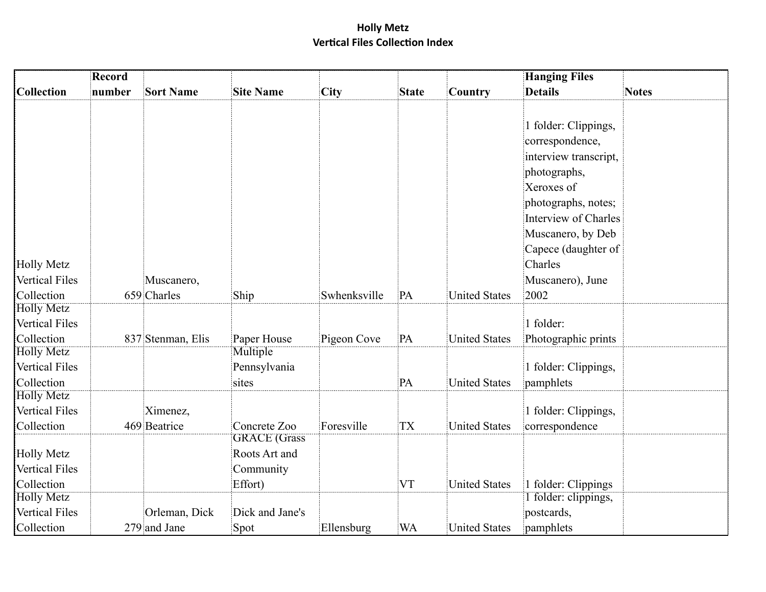**Holly Metz**
**Vertical Files Collection Index**

| Collection | Record number | Sort Name | Site Name | City | State | Country | Hanging Files Details | Notes |
|---|---|---|---|---|---|---|---|---|
| Holly Metz Vertical Files Collection | 659 | Muscanero, Charles | Ship | Swhenksville | PA | United States | 1 folder: Clippings, correspondence, interview transcript, photographs, Xeroxes of photographs, notes; Interview of Charles Muscanero, by Deb Capece (daughter of Charles Muscanero), June 2002 | |
| Holly Metz Vertical Files Collection | 837 | Stenman, Elis | Paper House | Pigeon Cove | PA | United States | 1 folder: Photographic prints | |
| Holly Metz Vertical Files Collection | | | Multiple Pennsylvania sites | | PA | United States | 1 folder: Clippings, pamphlets | |
| Holly Metz Vertical Files Collection | 469 | Ximenez, Beatrice | Concrete Zoo | Foresville | TX | United States | 1 folder: Clippings, correspondence | |
| Holly Metz Vertical Files Collection | | | GRACE (Grass Roots Art and Community Effort) | | VT | United States | 1 folder: Clippings | |
| Holly Metz Vertical Files Collection | 279 | Orleman, Dick and Jane | Dick and Jane's Spot | Ellensburg | WA | United States | 1 folder: clippings, postcards, pamphlets | |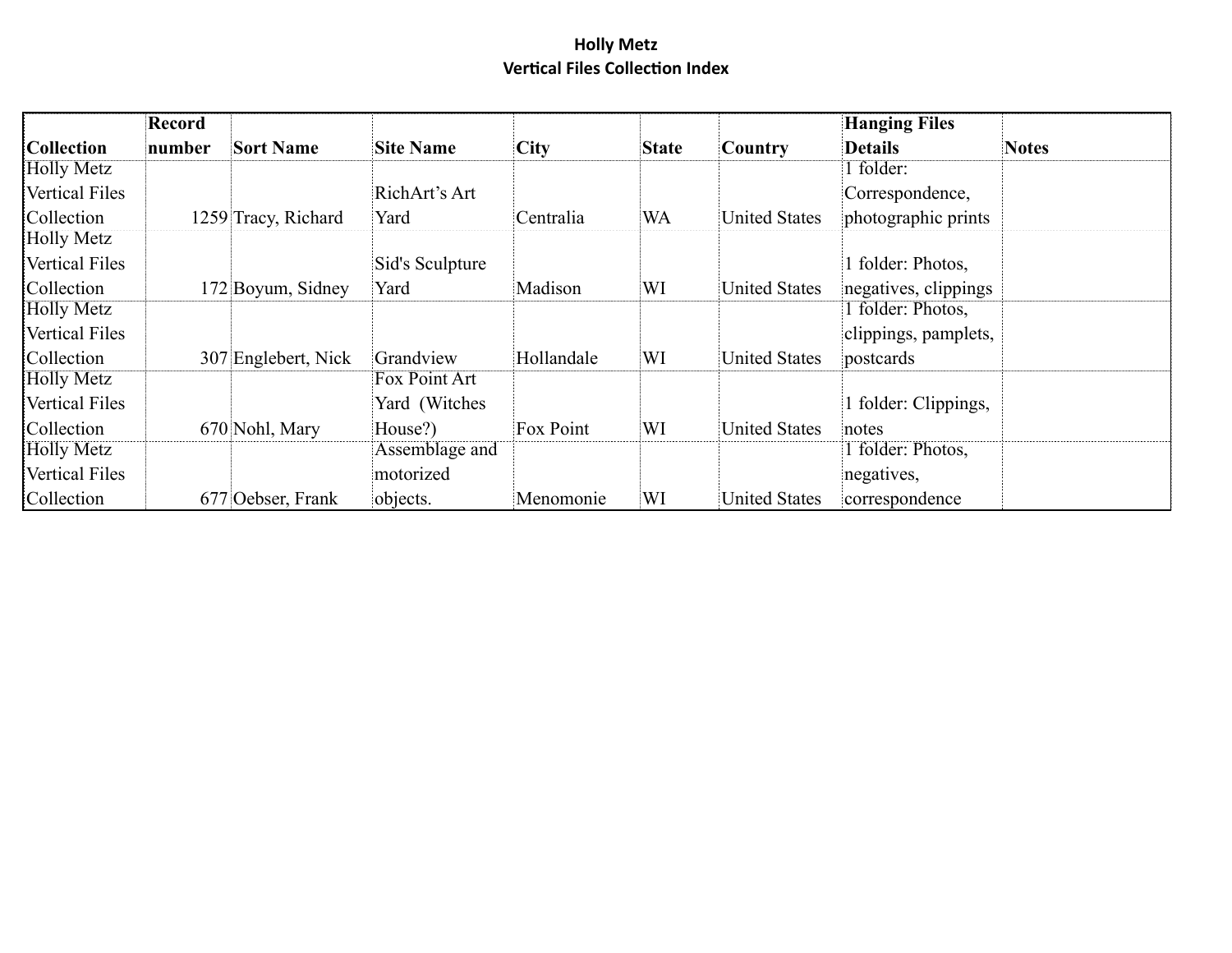**Holly Metz**
**Vertical Files Collection Index**

| Collection | Record number | Sort Name | Site Name | City | State | Country | Hanging Files Details | Notes |
|---|---|---|---|---|---|---|---|---|
| Holly Metz Vertical Files Collection | 1259 | Tracy, Richard | RichArt's Art Yard | Centralia | WA | United States | 1 folder: Correspondence, photographic prints | |
| Holly Metz Vertical Files Collection | 172 | Boyum, Sidney | Sid's Sculpture Yard | Madison | WI | United States | 1 folder: Photos, negatives, clippings | |
| Holly Metz Vertical Files Collection | 307 | Englebert, Nick | Grandview | Hollandale | WI | United States | 1 folder: Photos, clippings, pamplets, postcards | |
| Holly Metz Vertical Files Collection | 670 | Nohl, Mary | Fox Point Art Yard (Witches House?) | Fox Point | WI | United States | 1 folder: Clippings, notes | |
| Holly Metz Vertical Files Collection | 677 | Oebser, Frank | Assemblage and motorized objects. | Menomonie | WI | United States | 1 folder: Photos, negatives, correspondence | |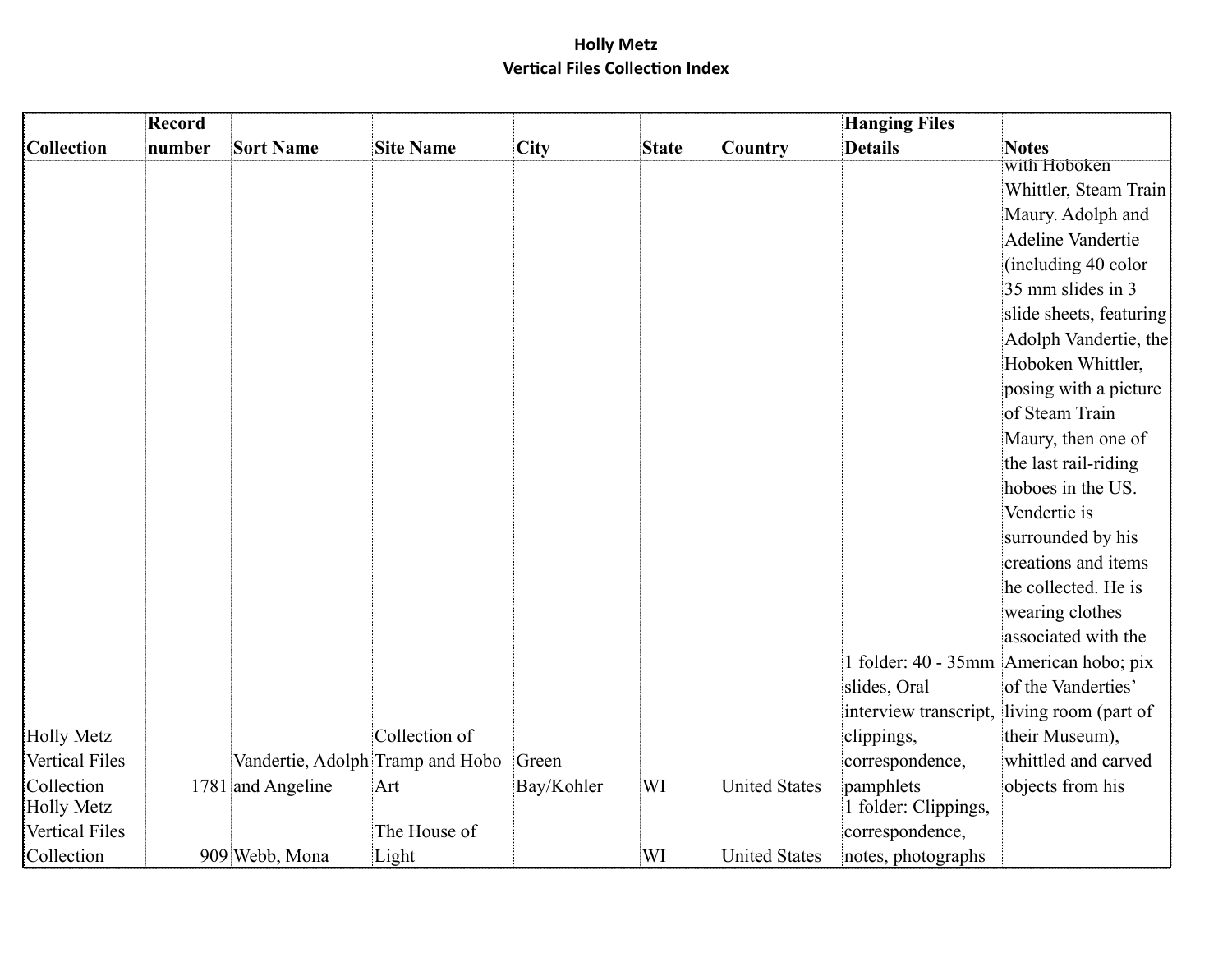**Holly Metz**
**Vertical Files Collection Index**

| Collection | Record number | Sort Name | Site Name | City | State | Country | Hanging Files Details | Notes |
|---|---|---|---|---|---|---|---|---|
| Holly Metz Vertical Files Collection | 1781 | Vandertie, Adolph and Angeline | Collection of Tramp and Hobo Art | Green Bay/Kohler | WI | United States | 1 folder: 40 - 35mm slides, Oral interview transcript, clippings, correspondence, pamphlets | with Hoboken Whittler, Steam Train Maury. Adolph and Adeline Vandertie (including 40 color 35 mm slides in 3 slide sheets, featuring Adolph Vandertie, the Hoboken Whittler, posing with a picture of Steam Train Maury, then one of the last rail-riding hoboes in the US. Vendertie is surrounded by his creations and items he collected. He is wearing clothes associated with the American hobo; pix of the Vanderties' living room (part of their Museum), whittled and carved objects from his |
| Holly Metz Vertical Files Collection | 909 | Webb, Mona | The House of Light | | WI | United States | 1 folder: Clippings, correspondence, notes, photographs | |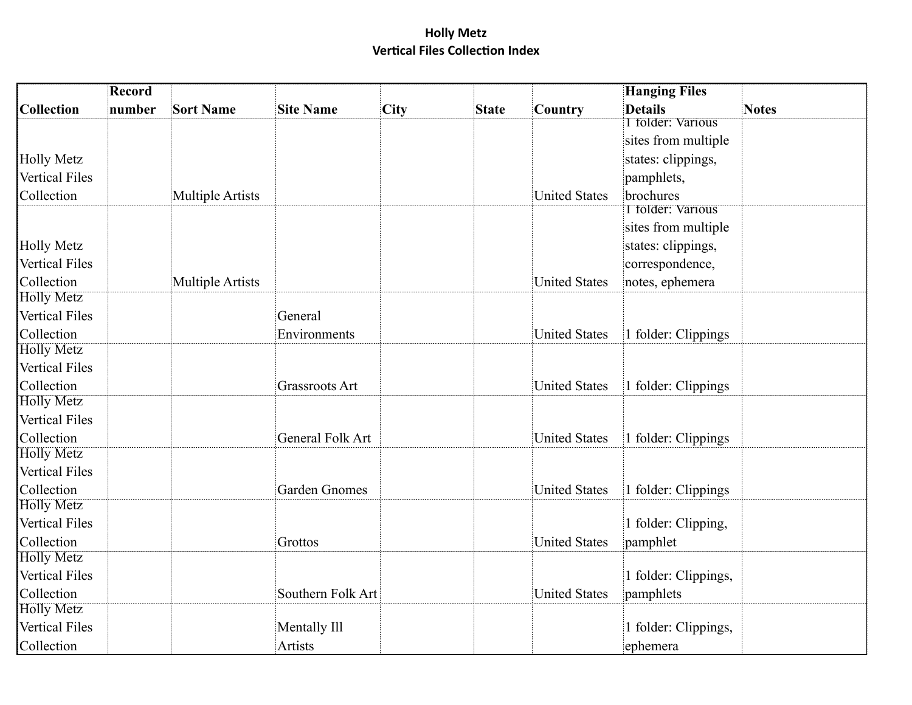# Holly Metz
## Vertical Files Collection Index

| Collection | Record number | Sort Name | Site Name | City | State | Country | Hanging Files Details | Notes |
|---|---|---|---|---|---|---|---|---|
| Holly Metz Vertical Files Collection | | Multiple Artists | | | | United States | 1 folder: Various sites from multiple states: clippings, pamphlets, brochures | |
| Holly Metz Vertical Files Collection | | Multiple Artists | | | | United States | 1 folder: Various sites from multiple states: clippings, correspondence, notes, ephemera | |
| Holly Metz Vertical Files Collection | | | General Environments | | | United States | 1 folder: Clippings | |
| Holly Metz Vertical Files Collection | | | Grassroots Art | | | United States | 1 folder: Clippings | |
| Holly Metz Vertical Files Collection | | | General Folk Art | | | United States | 1 folder: Clippings | |
| Holly Metz Vertical Files Collection | | | Garden Gnomes | | | United States | 1 folder: Clippings | |
| Holly Metz Vertical Files Collection | | | Grottos | | | United States | 1 folder: Clipping, pamphlet | |
| Holly Metz Vertical Files Collection | | | Southern Folk Art | | | United States | 1 folder: Clippings, pamphlets | |
| Holly Metz Vertical Files Collection | | | Mentally Ill Artists | | | | 1 folder: Clippings, ephemera | |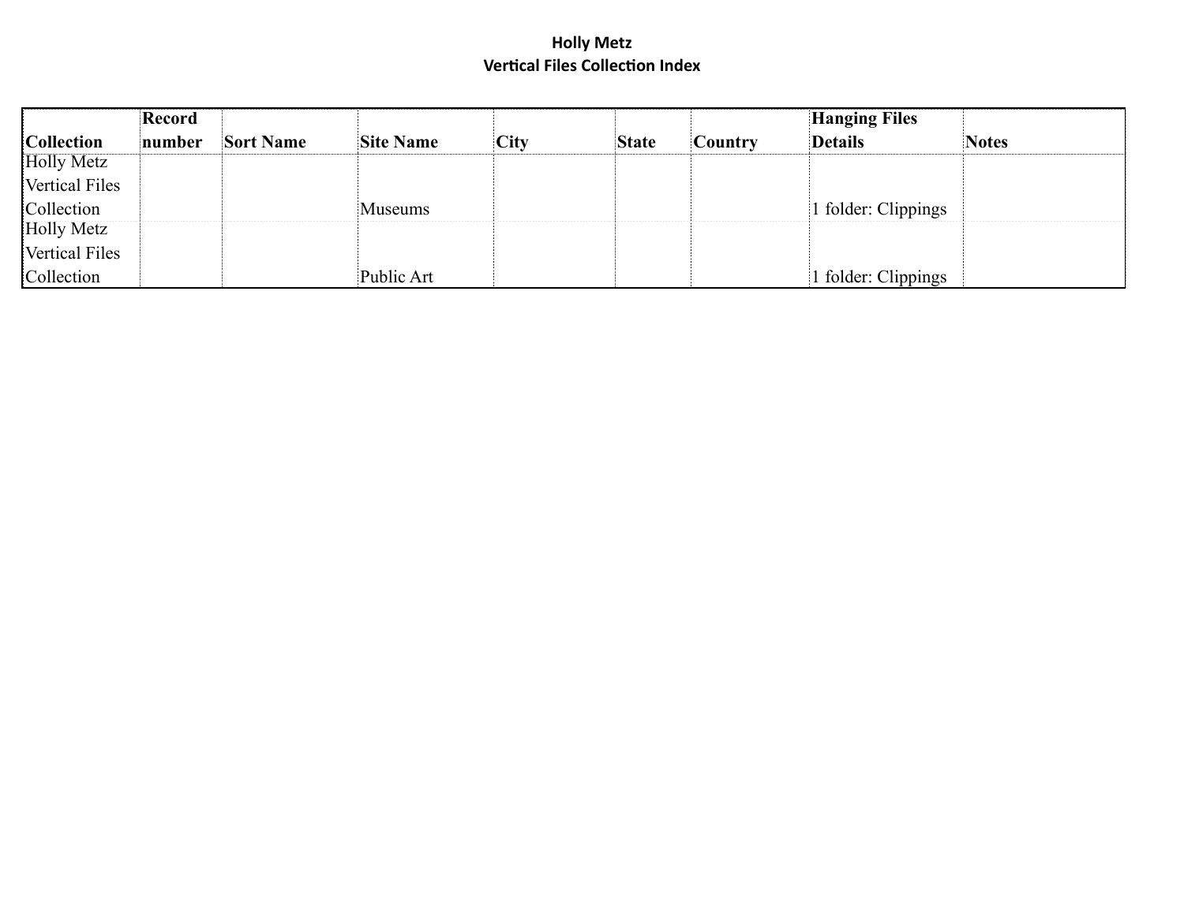**Holly Metz**
**Vertical Files Collection Index**

| Collection | Record number | Sort Name | Site Name | City | State | Country | Hanging Files Details | Notes |
|---|---|---|---|---|---|---|---|---|
| Holly Metz Vertical Files Collection | | | Museums | | | | 1 folder: Clippings | |
| Holly Metz Vertical Files Collection | | | Public Art | | | | 1 folder: Clippings | |